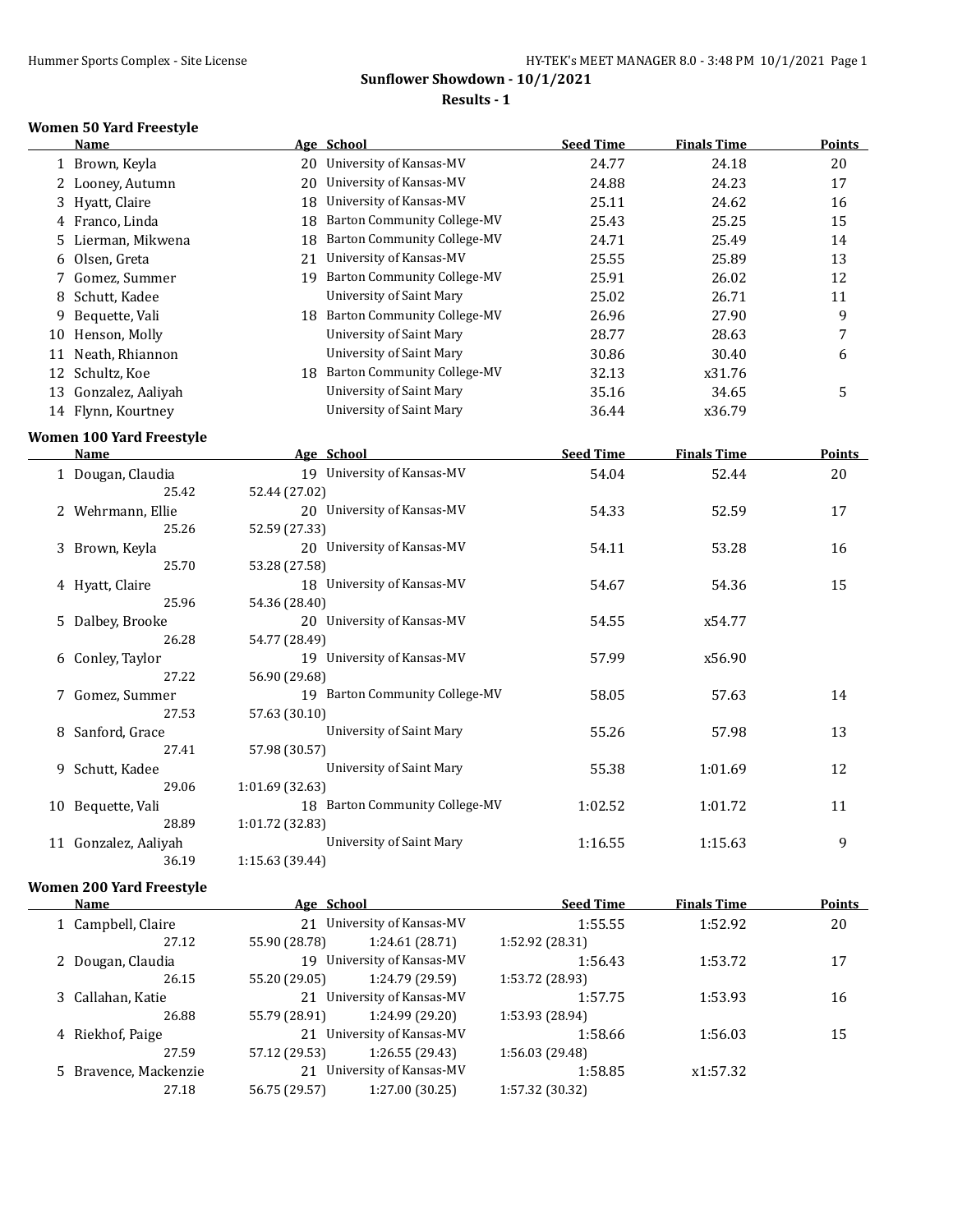# Sunflower Showdown - 10/1/2021

## Results - 1

### Women 50 Yard Freestyle

| | Name | Age | School | Seed Time | Finals Time | Points |
|---|---|---|---|---|---|---|
| 1 | Brown, Keyla | 20 | University of Kansas-MV | 24.77 | 24.18 | 20 |
| 2 | Looney, Autumn | 20 | University of Kansas-MV | 24.88 | 24.23 | 17 |
| 3 | Hyatt, Claire | 18 | University of Kansas-MV | 25.11 | 24.62 | 16 |
| 4 | Franco, Linda | 18 | Barton Community College-MV | 25.43 | 25.25 | 15 |
| 5 | Lierman, Mikwena | 18 | Barton Community College-MV | 24.71 | 25.49 | 14 |
| 6 | Olsen, Greta | 21 | University of Kansas-MV | 25.55 | 25.89 | 13 |
| 7 | Gomez, Summer | 19 | Barton Community College-MV | 25.91 | 26.02 | 12 |
| 8 | Schutt, Kadee | | University of Saint Mary | 25.02 | 26.71 | 11 |
| 9 | Bequette, Vali | 18 | Barton Community College-MV | 26.96 | 27.90 | 9 |
| 10 | Henson, Molly | | University of Saint Mary | 28.77 | 28.63 | 7 |
| 11 | Neath, Rhiannon | | University of Saint Mary | 30.86 | 30.40 | 6 |
| 12 | Schultz, Koe | 18 | Barton Community College-MV | 32.13 | x31.76 | |
| 13 | Gonzalez, Aaliyah | | University of Saint Mary | 35.16 | 34.65 | 5 |
| 14 | Flynn, Kourtney | | University of Saint Mary | 36.44 | x36.79 | |

### Women 100 Yard Freestyle

| | Name | Age | School | Seed Time | Finals Time | Points |
|---|---|---|---|---|---|---|
| 1 | Dougan, Claudia | 19 | University of Kansas-MV | 54.04 | 52.44 | 20 |
| | 25.42 | 52.44 (27.02) | | | | |
| 2 | Wehrmann, Ellie | 20 | University of Kansas-MV | 54.33 | 52.59 | 17 |
| | 25.26 | 52.59 (27.33) | | | | |
| 3 | Brown, Keyla | 20 | University of Kansas-MV | 54.11 | 53.28 | 16 |
| | 25.70 | 53.28 (27.58) | | | | |
| 4 | Hyatt, Claire | 18 | University of Kansas-MV | 54.67 | 54.36 | 15 |
| | 25.96 | 54.36 (28.40) | | | | |
| 5 | Dalbey, Brooke | 20 | University of Kansas-MV | 54.55 | x54.77 | |
| | 26.28 | 54.77 (28.49) | | | | |
| 6 | Conley, Taylor | 19 | University of Kansas-MV | 57.99 | x56.90 | |
| | 27.22 | 56.90 (29.68) | | | | |
| 7 | Gomez, Summer | 19 | Barton Community College-MV | 58.05 | 57.63 | 14 |
| | 27.53 | 57.63 (30.10) | | | | |
| 8 | Sanford, Grace | | University of Saint Mary | 55.26 | 57.98 | 13 |
| | 27.41 | 57.98 (30.57) | | | | |
| 9 | Schutt, Kadee | | University of Saint Mary | 55.38 | 1:01.69 | 12 |
| | 29.06 | 1:01.69 (32.63) | | | | |
| 10 | Bequette, Vali | 18 | Barton Community College-MV | 1:02.52 | 1:01.72 | 11 |
| | 28.89 | 1:01.72 (32.83) | | | | |
| 11 | Gonzalez, Aaliyah | | University of Saint Mary | 1:16.55 | 1:15.63 | 9 |
| | 36.19 | 1:15.63 (39.44) | | | | |

### Women 200 Yard Freestyle

| | Name | Age | School | | Seed Time | Finals Time | Points |
|---|---|---|---|---|---|---|---|
| 1 | Campbell, Claire | 21 | University of Kansas-MV | | 1:55.55 | 1:52.92 | 20 |
| | 27.12 | 55.90 (28.78) | 1:24.61 (28.71) | 1:52.92 (28.31) | | | |
| 2 | Dougan, Claudia | 19 | University of Kansas-MV | | 1:56.43 | 1:53.72 | 17 |
| | 26.15 | 55.20 (29.05) | 1:24.79 (29.59) | 1:53.72 (28.93) | | | |
| 3 | Callahan, Katie | 21 | University of Kansas-MV | | 1:57.75 | 1:53.93 | 16 |
| | 26.88 | 55.79 (28.91) | 1:24.99 (29.20) | 1:53.93 (28.94) | | | |
| 4 | Riekhof, Paige | 21 | University of Kansas-MV | | 1:58.66 | 1:56.03 | 15 |
| | 27.59 | 57.12 (29.53) | 1:26.55 (29.43) | 1:56.03 (29.48) | | | |
| 5 | Bravence, Mackenzie | 21 | University of Kansas-MV | | 1:58.85 | x1:57.32 | |
| | 27.18 | 56.75 (29.57) | 1:27.00 (30.25) | 1:57.32 (30.32) | | | |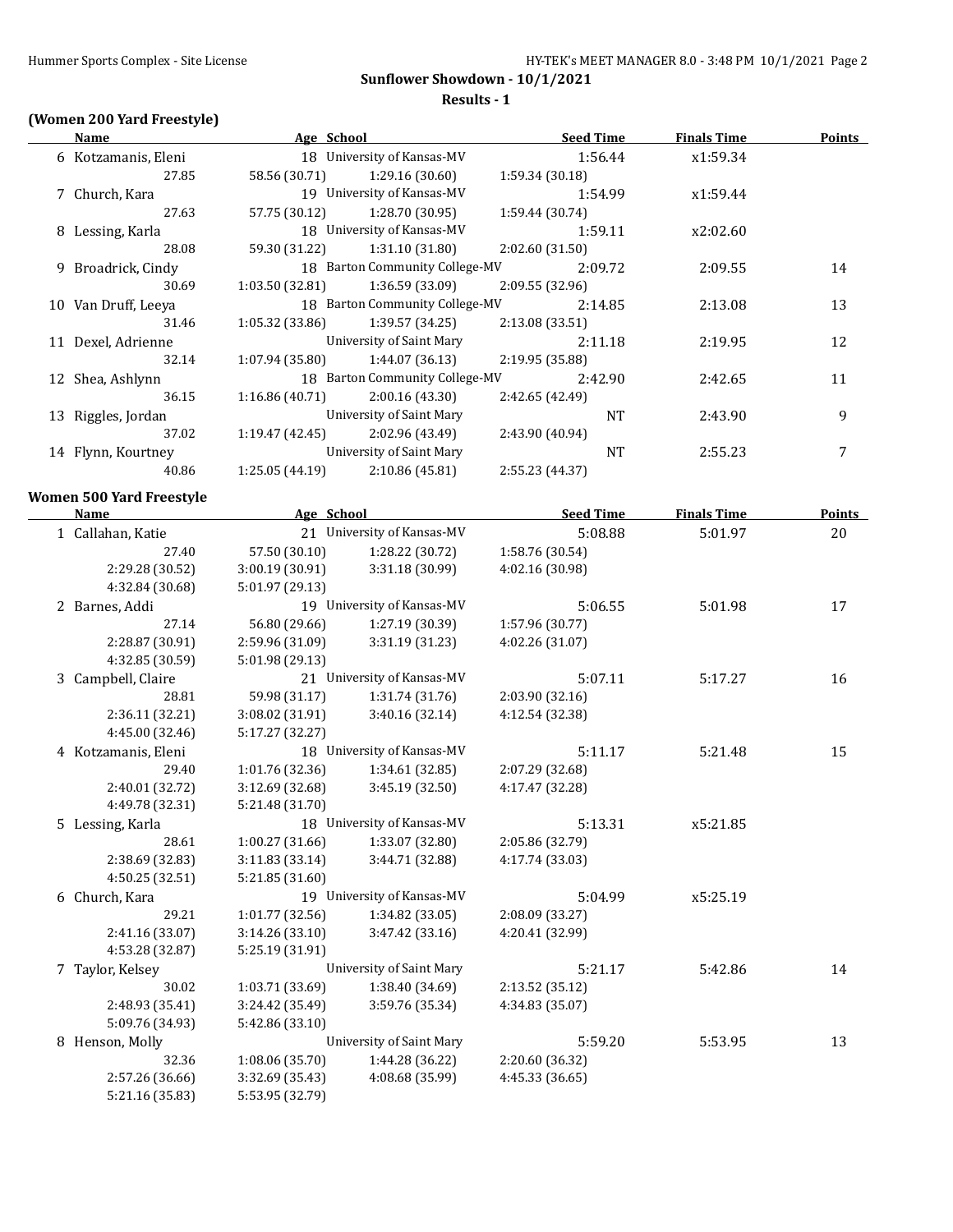## Sunflower Showdown - 10/1/2021

### Results - 1

### (Women 200 Yard Freestyle)

| Name | Age | School | Seed Time | Finals Time | Points |
|---|---|---|---|---|---|
| 6 Kotzamanis, Eleni | 18 | University of Kansas-MV | 1:56.44 | x1:59.34 | |
| 27.85 | 58.56 (30.71) | 1:29.16 (30.60) | 1:59.34 (30.18) | | |
| 7 Church, Kara | 19 | University of Kansas-MV | 1:54.99 | x1:59.44 | |
| 27.63 | 57.75 (30.12) | 1:28.70 (30.95) | 1:59.44 (30.74) | | |
| 8 Lessing, Karla | 18 | University of Kansas-MV | 1:59.11 | x2:02.60 | |
| 28.08 | 59.30 (31.22) | 1:31.10 (31.80) | 2:02.60 (31.50) | | |
| 9 Broadrick, Cindy | 18 | Barton Community College-MV | 2:09.72 | 2:09.55 | 14 |
| 30.69 | 1:03.50 (32.81) | 1:36.59 (33.09) | 2:09.55 (32.96) | | |
| 10 Van Druff, Leeya | 18 | Barton Community College-MV | 2:14.85 | 2:13.08 | 13 |
| 31.46 | 1:05.32 (33.86) | 1:39.57 (34.25) | 2:13.08 (33.51) | | |
| 11 Dexel, Adrienne | | University of Saint Mary | 2:11.18 | 2:19.95 | 12 |
| 32.14 | 1:07.94 (35.80) | 1:44.07 (36.13) | 2:19.95 (35.88) | | |
| 12 Shea, Ashlynn | 18 | Barton Community College-MV | 2:42.90 | 2:42.65 | 11 |
| 36.15 | 1:16.86 (40.71) | 2:00.16 (43.30) | 2:42.65 (42.49) | | |
| 13 Riggles, Jordan | | University of Saint Mary | NT | 2:43.90 | 9 |
| 37.02 | 1:19.47 (42.45) | 2:02.96 (43.49) | 2:43.90 (40.94) | | |
| 14 Flynn, Kourtney | | University of Saint Mary | NT | 2:55.23 | 7 |
| 40.86 | 1:25.05 (44.19) | 2:10.86 (45.81) | 2:55.23 (44.37) | | |

### Women 500 Yard Freestyle

| Name | Age | School | Seed Time | Finals Time | Points |
|---|---|---|---|---|---|
| 1 Callahan, Katie | 21 | University of Kansas-MV | 5:08.88 | 5:01.97 | 20 |
| 27.40 | 57.50 (30.10) | 1:28.22 (30.72) | 1:58.76 (30.54) | | |
| 2:29.28 (30.52) | 3:00.19 (30.91) | 3:31.18 (30.99) | 4:02.16 (30.98) | | |
| 4:32.84 (30.68) | 5:01.97 (29.13) | | | | |
| 2 Barnes, Addi | 19 | University of Kansas-MV | 5:06.55 | 5:01.98 | 17 |
| 27.14 | 56.80 (29.66) | 1:27.19 (30.39) | 1:57.96 (30.77) | | |
| 2:28.87 (30.91) | 2:59.96 (31.09) | 3:31.19 (31.23) | 4:02.26 (31.07) | | |
| 4:32.85 (30.59) | 5:01.98 (29.13) | | | | |
| 3 Campbell, Claire | 21 | University of Kansas-MV | 5:07.11 | 5:17.27 | 16 |
| 28.81 | 59.98 (31.17) | 1:31.74 (31.76) | 2:03.90 (32.16) | | |
| 2:36.11 (32.21) | 3:08.02 (31.91) | 3:40.16 (32.14) | 4:12.54 (32.38) | | |
| 4:45.00 (32.46) | 5:17.27 (32.27) | | | | |
| 4 Kotzamanis, Eleni | 18 | University of Kansas-MV | 5:11.17 | 5:21.48 | 15 |
| 29.40 | 1:01.76 (32.36) | 1:34.61 (32.85) | 2:07.29 (32.68) | | |
| 2:40.01 (32.72) | 3:12.69 (32.68) | 3:45.19 (32.50) | 4:17.47 (32.28) | | |
| 4:49.78 (32.31) | 5:21.48 (31.70) | | | | |
| 5 Lessing, Karla | 18 | University of Kansas-MV | 5:13.31 | x5:21.85 | |
| 28.61 | 1:00.27 (31.66) | 1:33.07 (32.80) | 2:05.86 (32.79) | | |
| 2:38.69 (32.83) | 3:11.83 (33.14) | 3:44.71 (32.88) | 4:17.74 (33.03) | | |
| 4:50.25 (32.51) | 5:21.85 (31.60) | | | | |
| 6 Church, Kara | 19 | University of Kansas-MV | 5:04.99 | x5:25.19 | |
| 29.21 | 1:01.77 (32.56) | 1:34.82 (33.05) | 2:08.09 (33.27) | | |
| 2:41.16 (33.07) | 3:14.26 (33.10) | 3:47.42 (33.16) | 4:20.41 (32.99) | | |
| 4:53.28 (32.87) | 5:25.19 (31.91) | | | | |
| 7 Taylor, Kelsey | | University of Saint Mary | 5:21.17 | 5:42.86 | 14 |
| 30.02 | 1:03.71 (33.69) | 1:38.40 (34.69) | 2:13.52 (35.12) | | |
| 2:48.93 (35.41) | 3:24.42 (35.49) | 3:59.76 (35.34) | 4:34.83 (35.07) | | |
| 5:09.76 (34.93) | 5:42.86 (33.10) | | | | |
| 8 Henson, Molly | | University of Saint Mary | 5:59.20 | 5:53.95 | 13 |
| 32.36 | 1:08.06 (35.70) | 1:44.28 (36.22) | 2:20.60 (36.32) | | |
| 2:57.26 (36.66) | 3:32.69 (35.43) | 4:08.68 (35.99) | 4:45.33 (36.65) | | |
| 5:21.16 (35.83) | 5:53.95 (32.79) | | | | |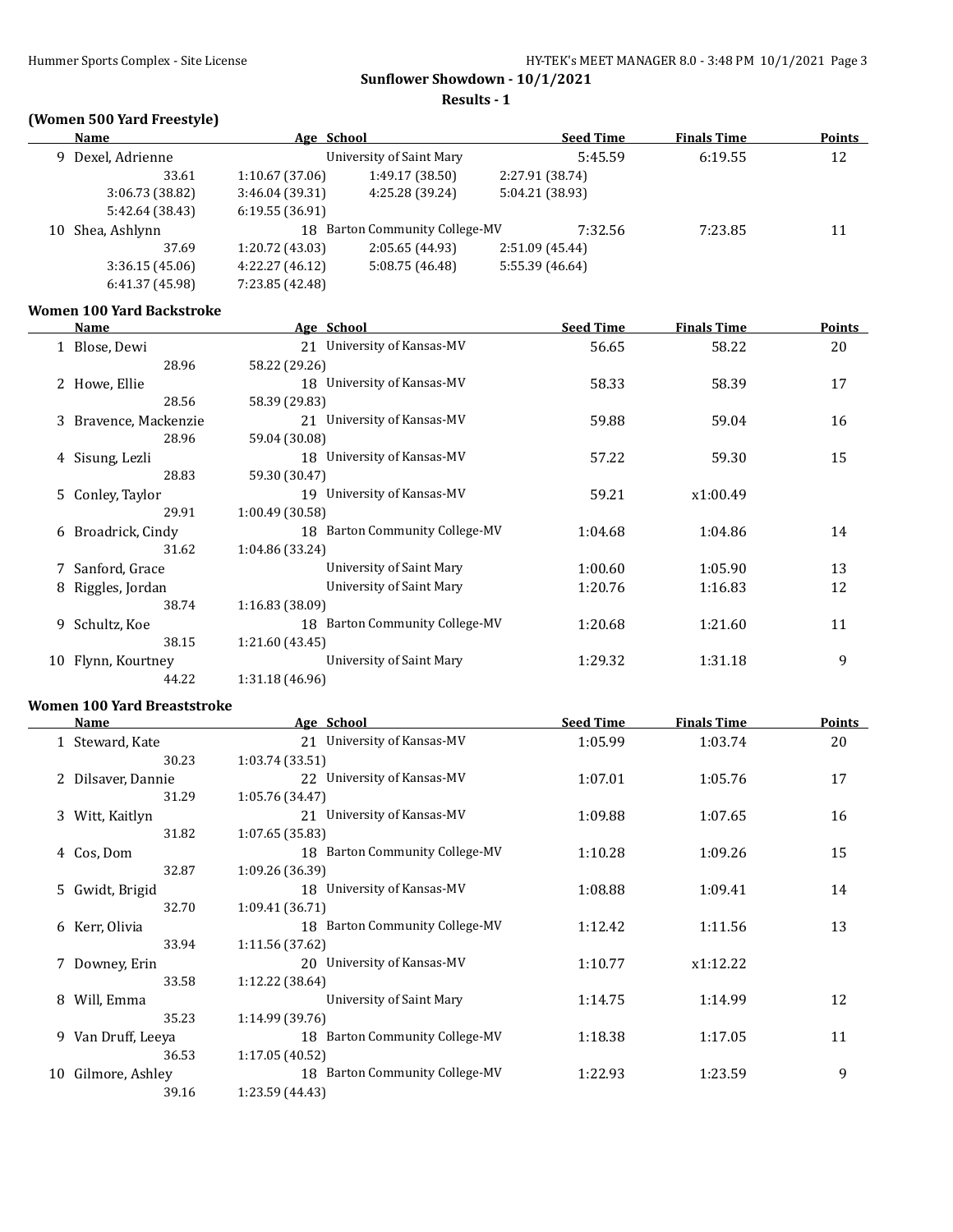**Sunflower Showdown - 10/1/2021**

**Results - 1**

### (Women 500 Yard Freestyle)

| | Name | Age | School | Seed Time | Finals Time | Points |
|---|---|---|---|---|---|---|
| 9 | Dexel, Adrienne | | University of Saint Mary | 5:45.59 | 6:19.55 | 12 |
| | 33.61 | 1:10.67 (37.06) | 1:49.17 (38.50) | 2:27.91 (38.74) | | |
| | 3:06.73 (38.82) | 3:46.04 (39.31) | 4:25.28 (39.24) | 5:04.21 (38.93) | | |
| | 5:42.64 (38.43) | 6:19.55 (36.91) | | | | |
| 10 | Shea, Ashlynn | 18 | Barton Community College-MV | 7:32.56 | 7:23.85 | 11 |
| | 37.69 | 1:20.72 (43.03) | 2:05.65 (44.93) | 2:51.09 (45.44) | | |
| | 3:36.15 (45.06) | 4:22.27 (46.12) | 5:08.75 (46.48) | 5:55.39 (46.64) | | |
| | 6:41.37 (45.98) | 7:23.85 (42.48) | | | | |

### Women 100 Yard Backstroke

| | Name | Age | School | Seed Time | Finals Time | Points |
|---|---|---|---|---|---|---|
| 1 | Blose, Dewi | 21 | University of Kansas-MV | 56.65 | 58.22 | 20 |
| | 28.96 | 58.22 (29.26) | | | | |
| 2 | Howe, Ellie | 18 | University of Kansas-MV | 58.33 | 58.39 | 17 |
| | 28.56 | 58.39 (29.83) | | | | |
| 3 | Bravence, Mackenzie | 21 | University of Kansas-MV | 59.88 | 59.04 | 16 |
| | 28.96 | 59.04 (30.08) | | | | |
| 4 | Sisung, Lezli | 18 | University of Kansas-MV | 57.22 | 59.30 | 15 |
| | 28.83 | 59.30 (30.47) | | | | |
| 5 | Conley, Taylor | 19 | University of Kansas-MV | 59.21 | x1:00.49 | |
| | 29.91 | 1:00.49 (30.58) | | | | |
| 6 | Broadrick, Cindy | 18 | Barton Community College-MV | 1:04.68 | 1:04.86 | 14 |
| | 31.62 | 1:04.86 (33.24) | | | | |
| 7 | Sanford, Grace | | University of Saint Mary | 1:00.60 | 1:05.90 | 13 |
| 8 | Riggles, Jordan | | University of Saint Mary | 1:20.76 | 1:16.83 | 12 |
| | 38.74 | 1:16.83 (38.09) | | | | |
| 9 | Schultz, Koe | 18 | Barton Community College-MV | 1:20.68 | 1:21.60 | 11 |
| | 38.15 | 1:21.60 (43.45) | | | | |
| 10 | Flynn, Kourtney | | University of Saint Mary | 1:29.32 | 1:31.18 | 9 |
| | 44.22 | 1:31.18 (46.96) | | | | |

### Women 100 Yard Breaststroke

| | Name | Age | School | Seed Time | Finals Time | Points |
|---|---|---|---|---|---|---|
| 1 | Steward, Kate | 21 | University of Kansas-MV | 1:05.99 | 1:03.74 | 20 |
| | 30.23 | 1:03.74 (33.51) | | | | |
| 2 | Dilsaver, Dannie | 22 | University of Kansas-MV | 1:07.01 | 1:05.76 | 17 |
| | 31.29 | 1:05.76 (34.47) | | | | |
| 3 | Witt, Kaitlyn | 21 | University of Kansas-MV | 1:09.88 | 1:07.65 | 16 |
| | 31.82 | 1:07.65 (35.83) | | | | |
| 4 | Cos, Dom | 18 | Barton Community College-MV | 1:10.28 | 1:09.26 | 15 |
| | 32.87 | 1:09.26 (36.39) | | | | |
| 5 | Gwidt, Brigid | 18 | University of Kansas-MV | 1:08.88 | 1:09.41 | 14 |
| | 32.70 | 1:09.41 (36.71) | | | | |
| 6 | Kerr, Olivia | 18 | Barton Community College-MV | 1:12.42 | 1:11.56 | 13 |
| | 33.94 | 1:11.56 (37.62) | | | | |
| 7 | Downey, Erin | 20 | University of Kansas-MV | 1:10.77 | x1:12.22 | |
| | 33.58 | 1:12.22 (38.64) | | | | |
| 8 | Will, Emma | | University of Saint Mary | 1:14.75 | 1:14.99 | 12 |
| | 35.23 | 1:14.99 (39.76) | | | | |
| 9 | Van Druff, Leeya | 18 | Barton Community College-MV | 1:18.38 | 1:17.05 | 11 |
| | 36.53 | 1:17.05 (40.52) | | | | |
| 10 | Gilmore, Ashley | 18 | Barton Community College-MV | 1:22.93 | 1:23.59 | 9 |
| | 39.16 | 1:23.59 (44.43) | | | | |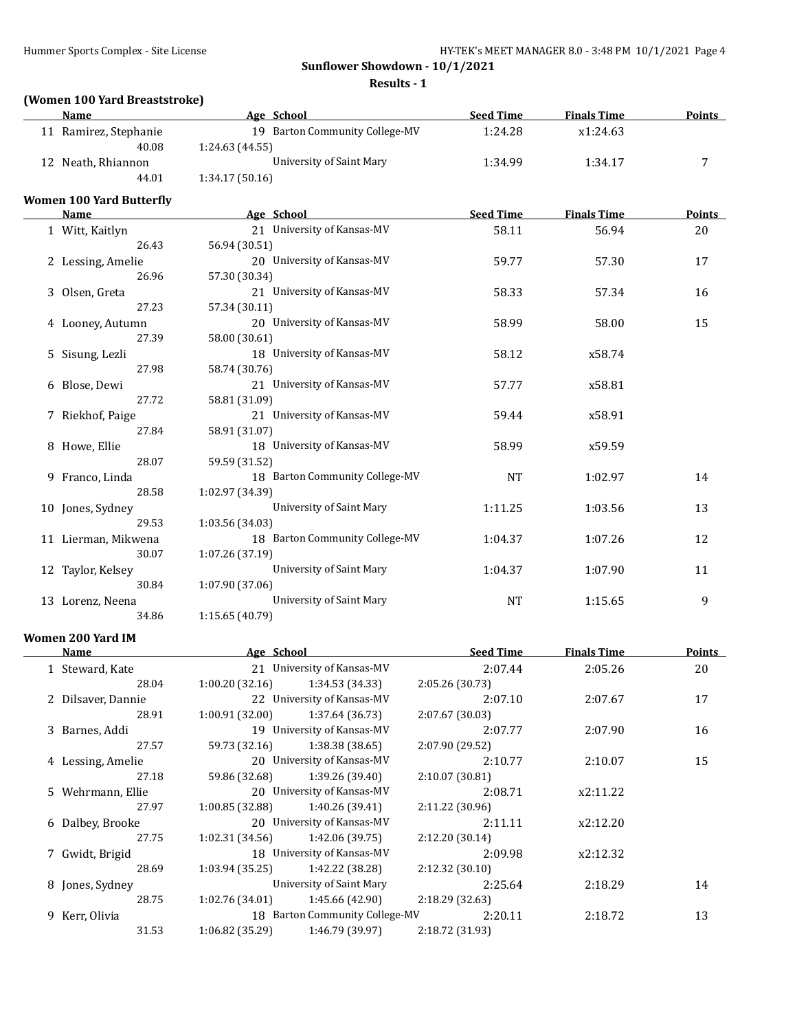**Sunflower Showdown - 10/1/2021**

**Results - 1**

### (Women 100 Yard Breaststroke)

| | Name | Age | School | Seed Time | Finals Time | Points |
|---|---|---|---|---|---|---|
| 11 | Ramirez, Stephanie | 19 | Barton Community College-MV | 1:24.28 | x1:24.63 | |
| | 40.08 | 1:24.63 (44.55) | | | | |
| 12 | Neath, Rhiannon | | University of Saint Mary | 1:34.99 | 1:34.17 | 7 |
| | 44.01 | 1:34.17 (50.16) | | | | |

### Women 100 Yard Butterfly

| | Name | Age | School | Seed Time | Finals Time | Points |
|---|---|---|---|---|---|---|
| 1 | Witt, Kaitlyn | 21 | University of Kansas-MV | 58.11 | 56.94 | 20 |
| | 26.43 | 56.94 (30.51) | | | | |
| 2 | Lessing, Amelie | 20 | University of Kansas-MV | 59.77 | 57.30 | 17 |
| | 26.96 | 57.30 (30.34) | | | | |
| 3 | Olsen, Greta | 21 | University of Kansas-MV | 58.33 | 57.34 | 16 |
| | 27.23 | 57.34 (30.11) | | | | |
| 4 | Looney, Autumn | 20 | University of Kansas-MV | 58.99 | 58.00 | 15 |
| | 27.39 | 58.00 (30.61) | | | | |
| 5 | Sisung, Lezli | 18 | University of Kansas-MV | 58.12 | x58.74 | |
| | 27.98 | 58.74 (30.76) | | | | |
| 6 | Blose, Dewi | 21 | University of Kansas-MV | 57.77 | x58.81 | |
| | 27.72 | 58.81 (31.09) | | | | |
| 7 | Riekhof, Paige | 21 | University of Kansas-MV | 59.44 | x58.91 | |
| | 27.84 | 58.91 (31.07) | | | | |
| 8 | Howe, Ellie | 18 | University of Kansas-MV | 58.99 | x59.59 | |
| | 28.07 | 59.59 (31.52) | | | | |
| 9 | Franco, Linda | 18 | Barton Community College-MV | NT | 1:02.97 | 14 |
| | 28.58 | 1:02.97 (34.39) | | | | |
| 10 | Jones, Sydney | | University of Saint Mary | 1:11.25 | 1:03.56 | 13 |
| | 29.53 | 1:03.56 (34.03) | | | | |
| 11 | Lierman, Mikwena | 18 | Barton Community College-MV | 1:04.37 | 1:07.26 | 12 |
| | 30.07 | 1:07.26 (37.19) | | | | |
| 12 | Taylor, Kelsey | | University of Saint Mary | 1:04.37 | 1:07.90 | 11 |
| | 30.84 | 1:07.90 (37.06) | | | | |
| 13 | Lorenz, Neena | | University of Saint Mary | NT | 1:15.65 | 9 |
| | 34.86 | 1:15.65 (40.79) | | | | |

### Women 200 Yard IM

| | Name | Age | School | | Seed Time | Finals Time | Points |
|---|---|---|---|---|---|---|---|
| 1 | Steward, Kate | 21 | University of Kansas-MV | | 2:07.44 | 2:05.26 | 20 |
| | 28.04 | 1:00.20 (32.16) | 1:34.53 (34.33) | 2:05.26 (30.73) | | | |
| 2 | Dilsaver, Dannie | 22 | University of Kansas-MV | | 2:07.10 | 2:07.67 | 17 |
| | 28.91 | 1:00.91 (32.00) | 1:37.64 (36.73) | 2:07.67 (30.03) | | | |
| 3 | Barnes, Addi | 19 | University of Kansas-MV | | 2:07.77 | 2:07.90 | 16 |
| | 27.57 | 59.73 (32.16) | 1:38.38 (38.65) | 2:07.90 (29.52) | | | |
| 4 | Lessing, Amelie | 20 | University of Kansas-MV | | 2:10.77 | 2:10.07 | 15 |
| | 27.18 | 59.86 (32.68) | 1:39.26 (39.40) | 2:10.07 (30.81) | | | |
| 5 | Wehrmann, Ellie | 20 | University of Kansas-MV | | 2:08.71 | x2:11.22 | |
| | 27.97 | 1:00.85 (32.88) | 1:40.26 (39.41) | 2:11.22 (30.96) | | | |
| 6 | Dalbey, Brooke | 20 | University of Kansas-MV | | 2:11.11 | x2:12.20 | |
| | 27.75 | 1:02.31 (34.56) | 1:42.06 (39.75) | 2:12.20 (30.14) | | | |
| 7 | Gwidt, Brigid | 18 | University of Kansas-MV | | 2:09.98 | x2:12.32 | |
| | 28.69 | 1:03.94 (35.25) | 1:42.22 (38.28) | 2:12.32 (30.10) | | | |
| 8 | Jones, Sydney | | University of Saint Mary | | 2:25.64 | 2:18.29 | 14 |
| | 28.75 | 1:02.76 (34.01) | 1:45.66 (42.90) | 2:18.29 (32.63) | | | |
| 9 | Kerr, Olivia | 18 | Barton Community College-MV | | 2:20.11 | 2:18.72 | 13 |
| | 31.53 | 1:06.82 (35.29) | 1:46.79 (39.97) | 2:18.72 (31.93) | | | |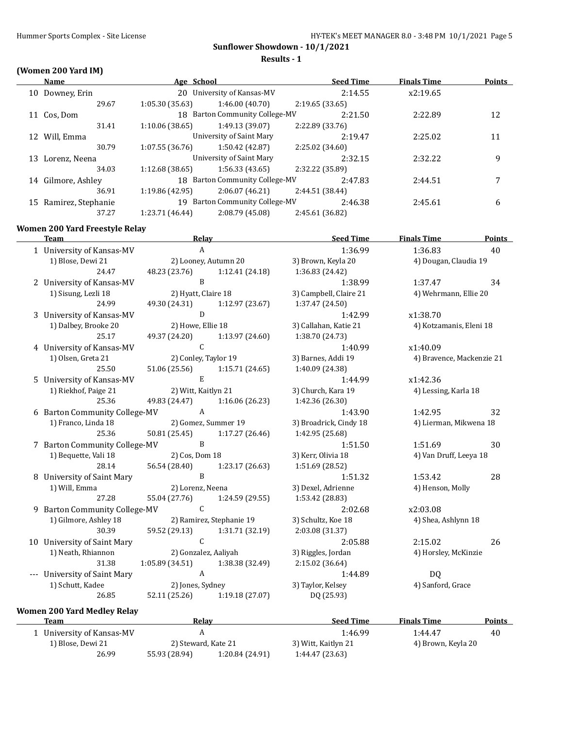**Sunflower Showdown - 10/1/2021**

**Results - 1**

### (Women 200 Yard IM)

| | Name | Age | School | Seed Time | Finals Time | Points |
|---|---|---|---|---|---|---|
| 10 | Downey, Erin | 20 | University of Kansas-MV | 2:14.55 | x2:19.65 | |
| | 29.67 | 1:05.30 (35.63) | 1:46.00 (40.70) | 2:19.65 (33.65) | | |
| 11 | Cos, Dom | 18 | Barton Community College-MV | 2:21.50 | 2:22.89 | 12 |
| | 31.41 | 1:10.06 (38.65) | 1:49.13 (39.07) | 2:22.89 (33.76) | | |
| 12 | Will, Emma | | University of Saint Mary | 2:19.47 | 2:25.02 | 11 |
| | 30.79 | 1:07.55 (36.76) | 1:50.42 (42.87) | 2:25.02 (34.60) | | |
| 13 | Lorenz, Neena | | University of Saint Mary | 2:32.15 | 2:32.22 | 9 |
| | 34.03 | 1:12.68 (38.65) | 1:56.33 (43.65) | 2:32.22 (35.89) | | |
| 14 | Gilmore, Ashley | 18 | Barton Community College-MV | 2:47.83 | 2:44.51 | 7 |
| | 36.91 | 1:19.86 (42.95) | 2:06.07 (46.21) | 2:44.51 (38.44) | | |
| 15 | Ramirez, Stephanie | 19 | Barton Community College-MV | 2:46.38 | 2:45.61 | 6 |
| | 37.27 | 1:23.71 (46.44) | 2:08.79 (45.08) | 2:45.61 (36.82) | | |

### Women 200 Yard Freestyle Relay

| | Team | Relay | | Seed Time | Finals Time | Points |
|---|---|---|---|---|---|---|
| 1 | University of Kansas-MV | A | | 1:36.99 | 1:36.83 | 40 |
| | 1) Blose, Dewi 21 | 2) Looney, Autumn 20 | | 3) Brown, Keyla 20 | 4) Dougan, Claudia 19 | |
| | 24.47 | 48.23 (23.76) | 1:12.41 (24.18) | 1:36.83 (24.42) | | |
| 2 | University of Kansas-MV | B | | 1:38.99 | 1:37.47 | 34 |
| | 1) Sisung, Lezli 18 | 2) Hyatt, Claire 18 | | 3) Campbell, Claire 21 | 4) Wehrmann, Ellie 20 | |
| | 24.99 | 49.30 (24.31) | 1:12.97 (23.67) | 1:37.47 (24.50) | | |
| 3 | University of Kansas-MV | D | | 1:42.99 | x1:38.70 | |
| | 1) Dalbey, Brooke 20 | 2) Howe, Ellie 18 | | 3) Callahan, Katie 21 | 4) Kotzamanis, Eleni 18 | |
| | 25.17 | 49.37 (24.20) | 1:13.97 (24.60) | 1:38.70 (24.73) | | |
| 4 | University of Kansas-MV | C | | 1:40.99 | x1:40.09 | |
| | 1) Olsen, Greta 21 | 2) Conley, Taylor 19 | | 3) Barnes, Addi 19 | 4) Bravence, Mackenzie 21 | |
| | 25.50 | 51.06 (25.56) | 1:15.71 (24.65) | 1:40.09 (24.38) | | |
| 5 | University of Kansas-MV | E | | 1:44.99 | x1:42.36 | |
| | 1) Riekhof, Paige 21 | 2) Witt, Kaitlyn 21 | | 3) Church, Kara 19 | 4) Lessing, Karla 18 | |
| | 25.36 | 49.83 (24.47) | 1:16.06 (26.23) | 1:42.36 (26.30) | | |
| 6 | Barton Community College-MV | A | | 1:43.90 | 1:42.95 | 32 |
| | 1) Franco, Linda 18 | 2) Gomez, Summer 19 | | 3) Broadrick, Cindy 18 | 4) Lierman, Mikwena 18 | |
| | 25.36 | 50.81 (25.45) | 1:17.27 (26.46) | 1:42.95 (25.68) | | |
| 7 | Barton Community College-MV | B | | 1:51.50 | 1:51.69 | 30 |
| | 1) Bequette, Vali 18 | 2) Cos, Dom 18 | | 3) Kerr, Olivia 18 | 4) Van Druff, Leeya 18 | |
| | 28.14 | 56.54 (28.40) | 1:23.17 (26.63) | 1:51.69 (28.52) | | |
| 8 | University of Saint Mary | B | | 1:51.32 | 1:53.42 | 28 |
| | 1) Will, Emma | 2) Lorenz, Neena | | 3) Dexel, Adrienne | 4) Henson, Molly | |
| | 27.28 | 55.04 (27.76) | 1:24.59 (29.55) | 1:53.42 (28.83) | | |
| 9 | Barton Community College-MV | C | | 2:02.68 | x2:03.08 | |
| | 1) Gilmore, Ashley 18 | 2) Ramirez, Stephanie 19 | | 3) Schultz, Koe 18 | 4) Shea, Ashlynn 18 | |
| | 30.39 | 59.52 (29.13) | 1:31.71 (32.19) | 2:03.08 (31.37) | | |
| 10 | University of Saint Mary | C | | 2:05.88 | 2:15.02 | 26 |
| | 1) Neath, Rhiannon | 2) Gonzalez, Aaliyah | | 3) Riggles, Jordan | 4) Horsley, McKinzie | |
| | 31.38 | 1:05.89 (34.51) | 1:38.38 (32.49) | 2:15.02 (36.64) | | |
| --- | University of Saint Mary | A | | 1:44.89 | DQ | |
| | 1) Schutt, Kadee | 2) Jones, Sydney | | 3) Taylor, Kelsey | 4) Sanford, Grace | |
| | 26.85 | 52.11 (25.26) | 1:19.18 (27.07) | DQ (25.93) | | |

### Women 200 Yard Medley Relay

| | Team | Relay | | Seed Time | Finals Time | Points |
|---|---|---|---|---|---|---|
| 1 | University of Kansas-MV | A | | 1:46.99 | 1:44.47 | 40 |
| | 1) Blose, Dewi 21 | 2) Steward, Kate 21 | | 3) Witt, Kaitlyn 21 | 4) Brown, Keyla 20 | |
| | 26.99 | 55.93 (28.94) | 1:20.84 (24.91) | 1:44.47 (23.63) | | |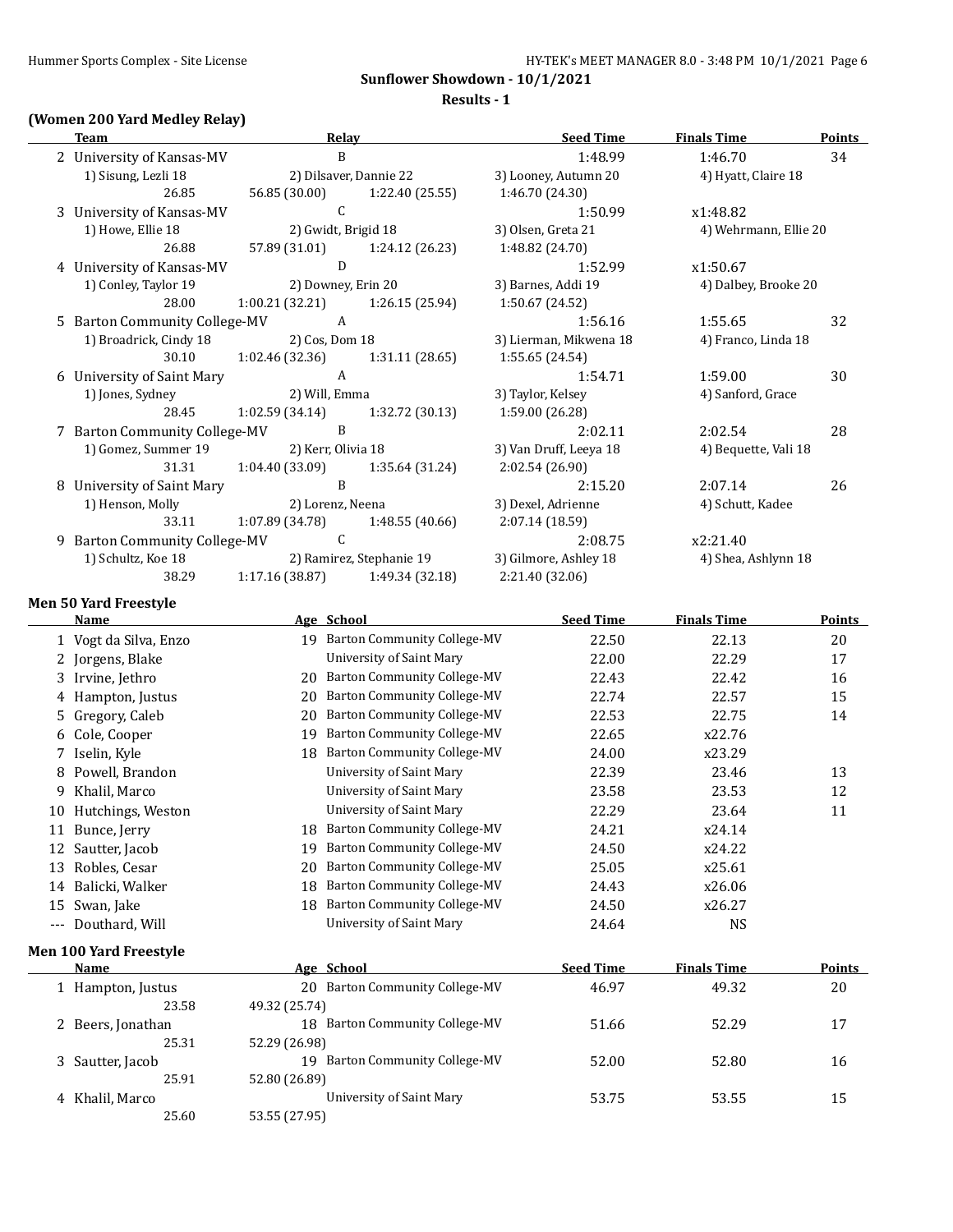**Sunflower Showdown - 10/1/2021**

**Results - 1**

### (Women 200 Yard Medley Relay)

| | Team | Relay | | Seed Time | Finals Time | Points |
|---|---|---|---|---|---|---|
| 2 | University of Kansas-MV | B | | 1:48.99 | 1:46.70 | 34 |
| | 1) Sisung, Lezli 18 | 2) Dilsaver, Dannie 22 | | 3) Looney, Autumn 20 | 4) Hyatt, Claire 18 | |
| | 26.85 | 56.85 (30.00) | 1:22.40 (25.55) | 1:46.70 (24.30) | | |
| 3 | University of Kansas-MV | C | | 1:50.99 | x1:48.82 | |
| | 1) Howe, Ellie 18 | 2) Gwidt, Brigid 18 | | 3) Olsen, Greta 21 | 4) Wehrmann, Ellie 20 | |
| | 26.88 | 57.89 (31.01) | 1:24.12 (26.23) | 1:48.82 (24.70) | | |
| 4 | University of Kansas-MV | D | | 1:52.99 | x1:50.67 | |
| | 1) Conley, Taylor 19 | 2) Downey, Erin 20 | | 3) Barnes, Addi 19 | 4) Dalbey, Brooke 20 | |
| | 28.00 | 1:00.21 (32.21) | 1:26.15 (25.94) | 1:50.67 (24.52) | | |
| 5 | Barton Community College-MV | A | | 1:56.16 | 1:55.65 | 32 |
| | 1) Broadrick, Cindy 18 | 2) Cos, Dom 18 | | 3) Lierman, Mikwena 18 | 4) Franco, Linda 18 | |
| | 30.10 | 1:02.46 (32.36) | 1:31.11 (28.65) | 1:55.65 (24.54) | | |
| 6 | University of Saint Mary | A | | 1:54.71 | 1:59.00 | 30 |
| | 1) Jones, Sydney | 2) Will, Emma | | 3) Taylor, Kelsey | 4) Sanford, Grace | |
| | 28.45 | 1:02.59 (34.14) | 1:32.72 (30.13) | 1:59.00 (26.28) | | |
| 7 | Barton Community College-MV | B | | 2:02.11 | 2:02.54 | 28 |
| | 1) Gomez, Summer 19 | 2) Kerr, Olivia 18 | | 3) Van Druff, Leeya 18 | 4) Bequette, Vali 18 | |
| | 31.31 | 1:04.40 (33.09) | 1:35.64 (31.24) | 2:02.54 (26.90) | | |
| 8 | University of Saint Mary | B | | 2:15.20 | 2:07.14 | 26 |
| | 1) Henson, Molly | 2) Lorenz, Neena | | 3) Dexel, Adrienne | 4) Schutt, Kadee | |
| | 33.11 | 1:07.89 (34.78) | 1:48.55 (40.66) | 2:07.14 (18.59) | | |
| 9 | Barton Community College-MV | C | | 2:08.75 | x2:21.40 | |
| | 1) Schultz, Koe 18 | 2) Ramirez, Stephanie 19 | | 3) Gilmore, Ashley 18 | 4) Shea, Ashlynn 18 | |
| | 38.29 | 1:17.16 (38.87) | 1:49.34 (32.18) | 2:21.40 (32.06) | | |

### Men 50 Yard Freestyle

| | Name | Age | School | Seed Time | Finals Time | Points |
|---|---|---|---|---|---|---|
| 1 | Vogt da Silva, Enzo | 19 | Barton Community College-MV | 22.50 | 22.13 | 20 |
| 2 | Jorgens, Blake | | University of Saint Mary | 22.00 | 22.29 | 17 |
| 3 | Irvine, Jethro | 20 | Barton Community College-MV | 22.43 | 22.42 | 16 |
| 4 | Hampton, Justus | 20 | Barton Community College-MV | 22.74 | 22.57 | 15 |
| 5 | Gregory, Caleb | 20 | Barton Community College-MV | 22.53 | 22.75 | 14 |
| 6 | Cole, Cooper | 19 | Barton Community College-MV | 22.65 | x22.76 | |
| 7 | Iselin, Kyle | 18 | Barton Community College-MV | 24.00 | x23.29 | |
| 8 | Powell, Brandon | | University of Saint Mary | 22.39 | 23.46 | 13 |
| 9 | Khalil, Marco | | University of Saint Mary | 23.58 | 23.53 | 12 |
| 10 | Hutchings, Weston | | University of Saint Mary | 22.29 | 23.64 | 11 |
| 11 | Bunce, Jerry | 18 | Barton Community College-MV | 24.21 | x24.14 | |
| 12 | Sautter, Jacob | 19 | Barton Community College-MV | 24.50 | x24.22 | |
| 13 | Robles, Cesar | 20 | Barton Community College-MV | 25.05 | x25.61 | |
| 14 | Balicki, Walker | 18 | Barton Community College-MV | 24.43 | x26.06 | |
| 15 | Swan, Jake | 18 | Barton Community College-MV | 24.50 | x26.27 | |
| --- | Douthard, Will | | University of Saint Mary | 24.64 | NS | |

### Men 100 Yard Freestyle

| | Name | Age | School | Seed Time | Finals Time | Points |
|---|---|---|---|---|---|---|
| 1 | Hampton, Justus | 20 | Barton Community College-MV | 46.97 | 49.32 | 20 |
| | 23.58 | 49.32 (25.74) | | | | |
| 2 | Beers, Jonathan | 18 | Barton Community College-MV | 51.66 | 52.29 | 17 |
| | 25.31 | 52.29 (26.98) | | | | |
| 3 | Sautter, Jacob | 19 | Barton Community College-MV | 52.00 | 52.80 | 16 |
| | 25.91 | 52.80 (26.89) | | | | |
| 4 | Khalil, Marco | | University of Saint Mary | 53.75 | 53.55 | 15 |
| | 25.60 | 53.55 (27.95) | | | | |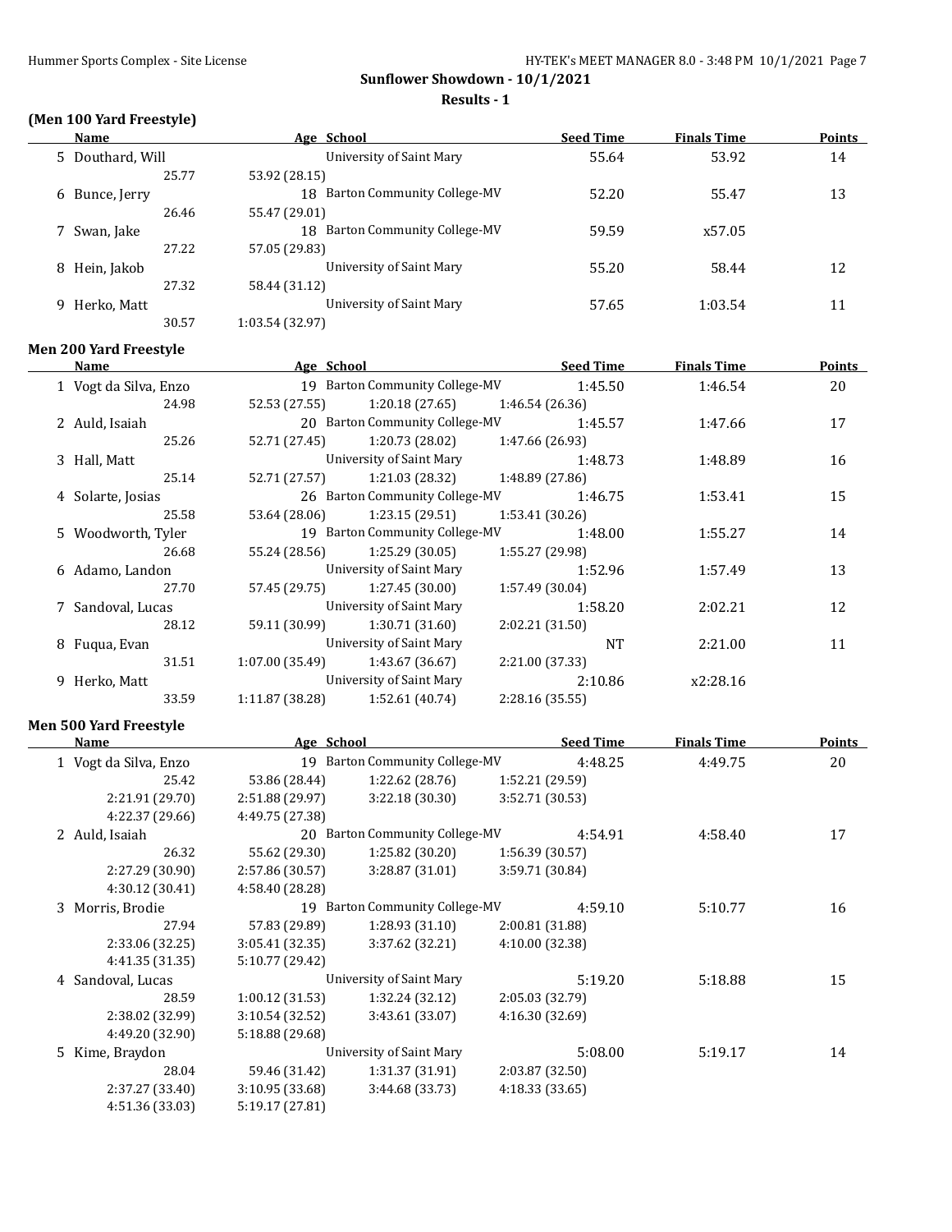## Sunflower Showdown - 10/1/2021

### Results - 1

### (Men 100 Yard Freestyle)

| | Name | Age | School | Seed Time | Finals Time | Points |
|---|---|---|---|---|---|---|
| 5 | Douthard, Will | | University of Saint Mary | 55.64 | 53.92 | 14 |
| | 25.77 | 53.92 (28.15) | | | | |
| 6 | Bunce, Jerry | 18 | Barton Community College-MV | 52.20 | 55.47 | 13 |
| | 26.46 | 55.47 (29.01) | | | | |
| 7 | Swan, Jake | 18 | Barton Community College-MV | 59.59 | x57.05 | |
| | 27.22 | 57.05 (29.83) | | | | |
| 8 | Hein, Jakob | | University of Saint Mary | 55.20 | 58.44 | 12 |
| | 27.32 | 58.44 (31.12) | | | | |
| 9 | Herko, Matt | | University of Saint Mary | 57.65 | 1:03.54 | 11 |
| | 30.57 | 1:03.54 (32.97) | | | | |

### Men 200 Yard Freestyle

| | Name | Age | School | Seed Time | Finals Time | Points |
|---|---|---|---|---|---|---|
| 1 | Vogt da Silva, Enzo | 19 | Barton Community College-MV | 1:45.50 | 1:46.54 | 20 |
| | 24.98 | 52.53 (27.55) | 1:20.18 (27.65) | 1:46.54 (26.36) | | |
| 2 | Auld, Isaiah | 20 | Barton Community College-MV | 1:45.57 | 1:47.66 | 17 |
| | 25.26 | 52.71 (27.45) | 1:20.73 (28.02) | 1:47.66 (26.93) | | |
| 3 | Hall, Matt | | University of Saint Mary | 1:48.73 | 1:48.89 | 16 |
| | 25.14 | 52.71 (27.57) | 1:21.03 (28.32) | 1:48.89 (27.86) | | |
| 4 | Solarte, Josias | 26 | Barton Community College-MV | 1:46.75 | 1:53.41 | 15 |
| | 25.58 | 53.64 (28.06) | 1:23.15 (29.51) | 1:53.41 (30.26) | | |
| 5 | Woodworth, Tyler | 19 | Barton Community College-MV | 1:48.00 | 1:55.27 | 14 |
| | 26.68 | 55.24 (28.56) | 1:25.29 (30.05) | 1:55.27 (29.98) | | |
| 6 | Adamo, Landon | | University of Saint Mary | 1:52.96 | 1:57.49 | 13 |
| | 27.70 | 57.45 (29.75) | 1:27.45 (30.00) | 1:57.49 (30.04) | | |
| 7 | Sandoval, Lucas | | University of Saint Mary | 1:58.20 | 2:02.21 | 12 |
| | 28.12 | 59.11 (30.99) | 1:30.71 (31.60) | 2:02.21 (31.50) | | |
| 8 | Fuqua, Evan | | University of Saint Mary | NT | 2:21.00 | 11 |
| | 31.51 | 1:07.00 (35.49) | 1:43.67 (36.67) | 2:21.00 (37.33) | | |
| 9 | Herko, Matt | | University of Saint Mary | 2:10.86 | x2:28.16 | |
| | 33.59 | 1:11.87 (38.28) | 1:52.61 (40.74) | 2:28.16 (35.55) | | |

### Men 500 Yard Freestyle

| | Name | Age | School | Seed Time | Finals Time | Points |
|---|---|---|---|---|---|---|
| 1 | Vogt da Silva, Enzo | 19 | Barton Community College-MV | 4:48.25 | 4:49.75 | 20 |
| | 25.42 | 53.86 (28.44) | 1:22.62 (28.76) | 1:52.21 (29.59) | | |
| | 2:21.91 (29.70) | 2:51.88 (29.97) | 3:22.18 (30.30) | 3:52.71 (30.53) | | |
| | 4:22.37 (29.66) | 4:49.75 (27.38) | | | | |
| 2 | Auld, Isaiah | 20 | Barton Community College-MV | 4:54.91 | 4:58.40 | 17 |
| | 26.32 | 55.62 (29.30) | 1:25.82 (30.20) | 1:56.39 (30.57) | | |
| | 2:27.29 (30.90) | 2:57.86 (30.57) | 3:28.87 (31.01) | 3:59.71 (30.84) | | |
| | 4:30.12 (30.41) | 4:58.40 (28.28) | | | | |
| 3 | Morris, Brodie | 19 | Barton Community College-MV | 4:59.10 | 5:10.77 | 16 |
| | 27.94 | 57.83 (29.89) | 1:28.93 (31.10) | 2:00.81 (31.88) | | |
| | 2:33.06 (32.25) | 3:05.41 (32.35) | 3:37.62 (32.21) | 4:10.00 (32.38) | | |
| | 4:41.35 (31.35) | 5:10.77 (29.42) | | | | |
| 4 | Sandoval, Lucas | | University of Saint Mary | 5:19.20 | 5:18.88 | 15 |
| | 28.59 | 1:00.12 (31.53) | 1:32.24 (32.12) | 2:05.03 (32.79) | | |
| | 2:38.02 (32.99) | 3:10.54 (32.52) | 3:43.61 (33.07) | 4:16.30 (32.69) | | |
| | 4:49.20 (32.90) | 5:18.88 (29.68) | | | | |
| 5 | Kime, Braydon | | University of Saint Mary | 5:08.00 | 5:19.17 | 14 |
| | 28.04 | 59.46 (31.42) | 1:31.37 (31.91) | 2:03.87 (32.50) | | |
| | 2:37.27 (33.40) | 3:10.95 (33.68) | 3:44.68 (33.73) | 4:18.33 (33.65) | | |
| | 4:51.36 (33.03) | 5:19.17 (27.81) | | | | |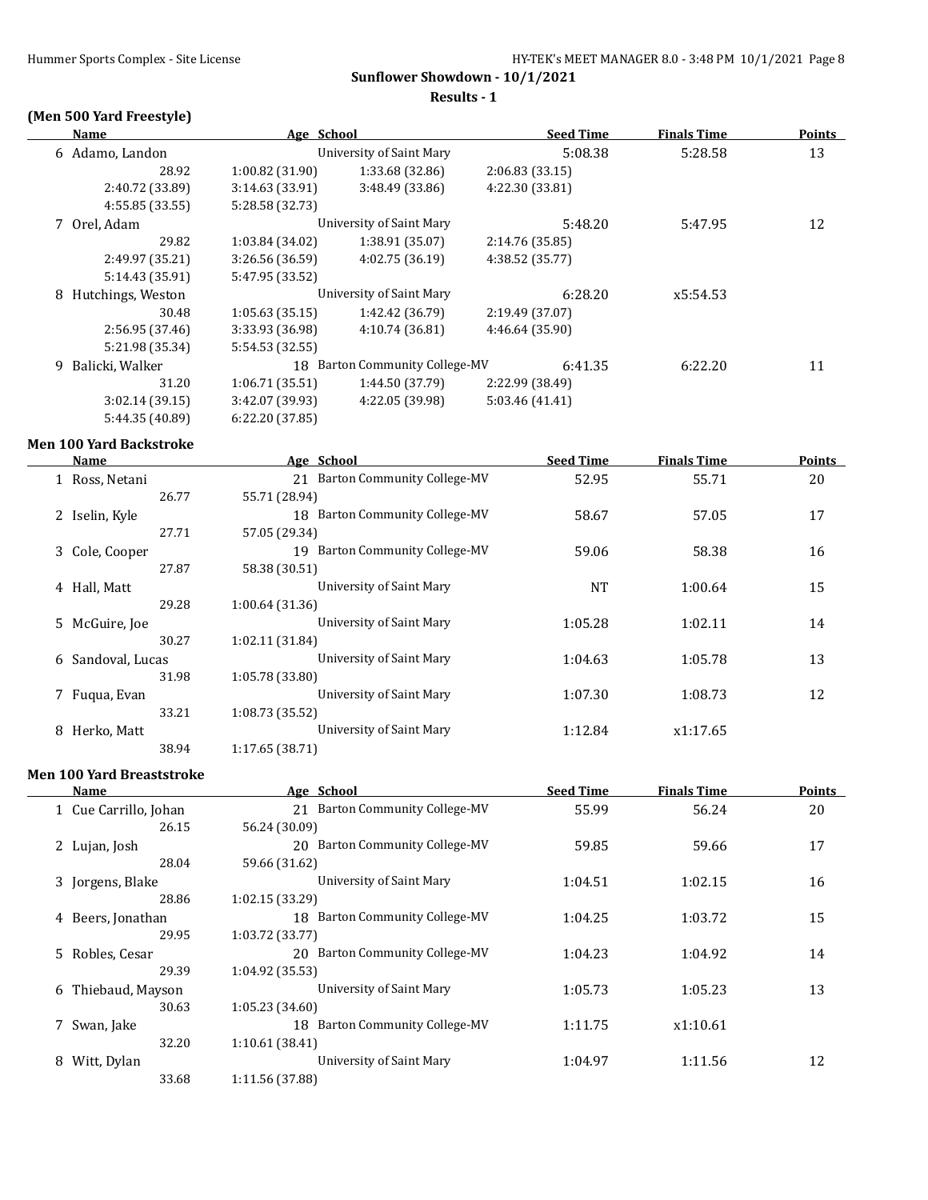## Sunflower Showdown - 10/1/2021

### Results - 1

### (Men 500 Yard Freestyle)

| | Name | Age | School | Seed Time | Finals Time | Points |
|---|---|---|---|---|---|---|
| 6 | Adamo, Landon | | University of Saint Mary | 5:08.38 | 5:28.58 | 13 |
| | 28.92 | 1:00.82 (31.90) | 1:33.68 (32.86) | 2:06.83 (33.15) | | |
| | 2:40.72 (33.89) | 3:14.63 (33.91) | 3:48.49 (33.86) | 4:22.30 (33.81) | | |
| | 4:55.85 (33.55) | 5:28.58 (32.73) | | | | |
| 7 | Orel, Adam | | University of Saint Mary | 5:48.20 | 5:47.95 | 12 |
| | 29.82 | 1:03.84 (34.02) | 1:38.91 (35.07) | 2:14.76 (35.85) | | |
| | 2:49.97 (35.21) | 3:26.56 (36.59) | 4:02.75 (36.19) | 4:38.52 (35.77) | | |
| | 5:14.43 (35.91) | 5:47.95 (33.52) | | | | |
| 8 | Hutchings, Weston | | University of Saint Mary | 6:28.20 | x5:54.53 | |
| | 30.48 | 1:05.63 (35.15) | 1:42.42 (36.79) | 2:19.49 (37.07) | | |
| | 2:56.95 (37.46) | 3:33.93 (36.98) | 4:10.74 (36.81) | 4:46.64 (35.90) | | |
| | 5:21.98 (35.34) | 5:54.53 (32.55) | | | | |
| 9 | Balicki, Walker | 18 | Barton Community College-MV | 6:41.35 | 6:22.20 | 11 |
| | 31.20 | 1:06.71 (35.51) | 1:44.50 (37.79) | 2:22.99 (38.49) | | |
| | 3:02.14 (39.15) | 3:42.07 (39.93) | 4:22.05 (39.98) | 5:03.46 (41.41) | | |
| | 5:44.35 (40.89) | 6:22.20 (37.85) | | | | |

### Men 100 Yard Backstroke

| | Name | Age | School | Seed Time | Finals Time | Points |
|---|---|---|---|---|---|---|
| 1 | Ross, Netani | 21 | Barton Community College-MV | 52.95 | 55.71 | 20 |
| | 26.77 | 55.71 (28.94) | | | | |
| 2 | Iselin, Kyle | 18 | Barton Community College-MV | 58.67 | 57.05 | 17 |
| | 27.71 | 57.05 (29.34) | | | | |
| 3 | Cole, Cooper | 19 | Barton Community College-MV | 59.06 | 58.38 | 16 |
| | 27.87 | 58.38 (30.51) | | | | |
| 4 | Hall, Matt | | University of Saint Mary | NT | 1:00.64 | 15 |
| | 29.28 | 1:00.64 (31.36) | | | | |
| 5 | McGuire, Joe | | University of Saint Mary | 1:05.28 | 1:02.11 | 14 |
| | 30.27 | 1:02.11 (31.84) | | | | |
| 6 | Sandoval, Lucas | | University of Saint Mary | 1:04.63 | 1:05.78 | 13 |
| | 31.98 | 1:05.78 (33.80) | | | | |
| 7 | Fuqua, Evan | | University of Saint Mary | 1:07.30 | 1:08.73 | 12 |
| | 33.21 | 1:08.73 (35.52) | | | | |
| 8 | Herko, Matt | | University of Saint Mary | 1:12.84 | x1:17.65 | |
| | 38.94 | 1:17.65 (38.71) | | | | |

### Men 100 Yard Breaststroke

| | Name | Age | School | Seed Time | Finals Time | Points |
|---|---|---|---|---|---|---|
| 1 | Cue Carrillo, Johan | 21 | Barton Community College-MV | 55.99 | 56.24 | 20 |
| | 26.15 | 56.24 (30.09) | | | | |
| 2 | Lujan, Josh | 20 | Barton Community College-MV | 59.85 | 59.66 | 17 |
| | 28.04 | 59.66 (31.62) | | | | |
| 3 | Jorgens, Blake | | University of Saint Mary | 1:04.51 | 1:02.15 | 16 |
| | 28.86 | 1:02.15 (33.29) | | | | |
| 4 | Beers, Jonathan | 18 | Barton Community College-MV | 1:04.25 | 1:03.72 | 15 |
| | 29.95 | 1:03.72 (33.77) | | | | |
| 5 | Robles, Cesar | 20 | Barton Community College-MV | 1:04.23 | 1:04.92 | 14 |
| | 29.39 | 1:04.92 (35.53) | | | | |
| 6 | Thiebaud, Mayson | | University of Saint Mary | 1:05.73 | 1:05.23 | 13 |
| | 30.63 | 1:05.23 (34.60) | | | | |
| 7 | Swan, Jake | 18 | Barton Community College-MV | 1:11.75 | x1:10.61 | |
| | 32.20 | 1:10.61 (38.41) | | | | |
| 8 | Witt, Dylan | | University of Saint Mary | 1:04.97 | 1:11.56 | 12 |
| | 33.68 | 1:11.56 (37.88) | | | | |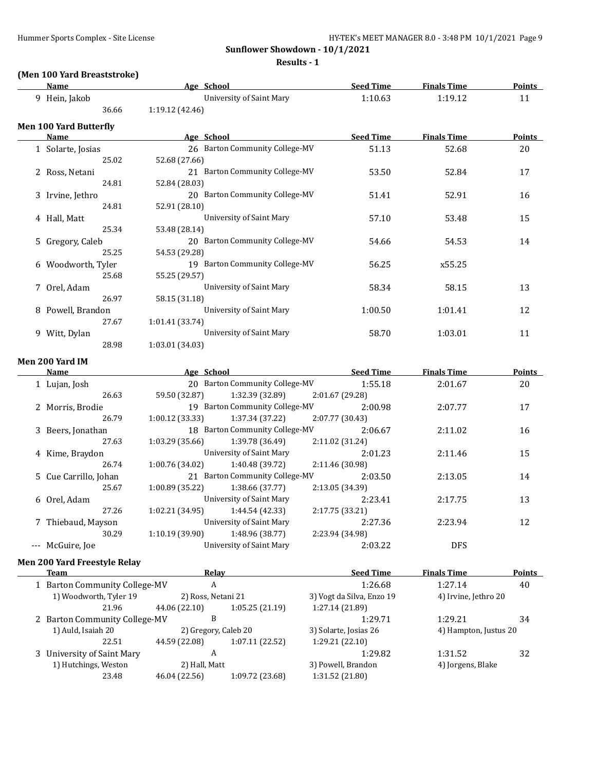## Sunflower Showdown - 10/1/2021

**Results - 1**

### (Men 100 Yard Breaststroke)

| | Name | Age | School | Seed Time | Finals Time | Points |
|---|---|---|---|---|---|---|
| 9 | Hein, Jakob | | University of Saint Mary | 1:10.63 | 1:19.12 | 11 |
| | 36.66 | 1:19.12 (42.46) | | | | |

### Men 100 Yard Butterfly

| | Name | Age | School | Seed Time | Finals Time | Points |
|---|---|---|---|---|---|---|
| 1 | Solarte, Josias | 26 | Barton Community College-MV | 51.13 | 52.68 | 20 |
| | 25.02 | 52.68 (27.66) | | | | |
| 2 | Ross, Netani | 21 | Barton Community College-MV | 53.50 | 52.84 | 17 |
| | 24.81 | 52.84 (28.03) | | | | |
| 3 | Irvine, Jethro | 20 | Barton Community College-MV | 51.41 | 52.91 | 16 |
| | 24.81 | 52.91 (28.10) | | | | |
| 4 | Hall, Matt | | University of Saint Mary | 57.10 | 53.48 | 15 |
| | 25.34 | 53.48 (28.14) | | | | |
| 5 | Gregory, Caleb | 20 | Barton Community College-MV | 54.66 | 54.53 | 14 |
| | 25.25 | 54.53 (29.28) | | | | |
| 6 | Woodworth, Tyler | 19 | Barton Community College-MV | 56.25 | x55.25 | |
| | 25.68 | 55.25 (29.57) | | | | |
| 7 | Orel, Adam | | University of Saint Mary | 58.34 | 58.15 | 13 |
| | 26.97 | 58.15 (31.18) | | | | |
| 8 | Powell, Brandon | | University of Saint Mary | 1:00.50 | 1:01.41 | 12 |
| | 27.67 | 1:01.41 (33.74) | | | | |
| 9 | Witt, Dylan | | University of Saint Mary | 58.70 | 1:03.01 | 11 |
| | 28.98 | 1:03.01 (34.03) | | | | |

### Men 200 Yard IM

| | Name | Age | School | Seed Time | Finals Time | Points |
|---|---|---|---|---|---|---|
| 1 | Lujan, Josh | 20 | Barton Community College-MV | 1:55.18 | 2:01.67 | 20 |
| | 26.63 | 59.50 (32.87) | 1:32.39 (32.89) | 2:01.67 (29.28) | | |
| 2 | Morris, Brodie | 19 | Barton Community College-MV | 2:00.98 | 2:07.77 | 17 |
| | 26.79 | 1:00.12 (33.33) | 1:37.34 (37.22) | 2:07.77 (30.43) | | |
| 3 | Beers, Jonathan | 18 | Barton Community College-MV | 2:06.67 | 2:11.02 | 16 |
| | 27.63 | 1:03.29 (35.66) | 1:39.78 (36.49) | 2:11.02 (31.24) | | |
| 4 | Kime, Braydon | | University of Saint Mary | 2:01.23 | 2:11.46 | 15 |
| | 26.74 | 1:00.76 (34.02) | 1:40.48 (39.72) | 2:11.46 (30.98) | | |
| 5 | Cue Carrillo, Johan | 21 | Barton Community College-MV | 2:03.50 | 2:13.05 | 14 |
| | 25.67 | 1:00.89 (35.22) | 1:38.66 (37.77) | 2:13.05 (34.39) | | |
| 6 | Orel, Adam | | University of Saint Mary | 2:23.41 | 2:17.75 | 13 |
| | 27.26 | 1:02.21 (34.95) | 1:44.54 (42.33) | 2:17.75 (33.21) | | |
| 7 | Thiebaud, Mayson | | University of Saint Mary | 2:27.36 | 2:23.94 | 12 |
| | 30.29 | 1:10.19 (39.90) | 1:48.96 (38.77) | 2:23.94 (34.98) | | |
| --- | McGuire, Joe | | University of Saint Mary | 2:03.22 | DFS | |

### Men 200 Yard Freestyle Relay

| | Team | Relay | | Seed Time | Finals Time | Points |
|---|---|---|---|---|---|---|
| 1 | Barton Community College-MV | A | | 1:26.68 | 1:27.14 | 40 |
| | 1) Woodworth, Tyler 19 | 2) Ross, Netani 21 | | 3) Vogt da Silva, Enzo 19 | 4) Irvine, Jethro 20 | |
| | 21.96 | 44.06 (22.10) | 1:05.25 (21.19) | 1:27.14 (21.89) | | |
| 2 | Barton Community College-MV | B | | 1:29.71 | 1:29.21 | 34 |
| | 1) Auld, Isaiah 20 | 2) Gregory, Caleb 20 | | 3) Solarte, Josias 26 | 4) Hampton, Justus 20 | |
| | 22.51 | 44.59 (22.08) | 1:07.11 (22.52) | 1:29.21 (22.10) | | |
| 3 | University of Saint Mary | A | | 1:29.82 | 1:31.52 | 32 |
| | 1) Hutchings, Weston | 2) Hall, Matt | | 3) Powell, Brandon | 4) Jorgens, Blake | |
| | 23.48 | 46.04 (22.56) | 1:09.72 (23.68) | 1:31.52 (21.80) | | |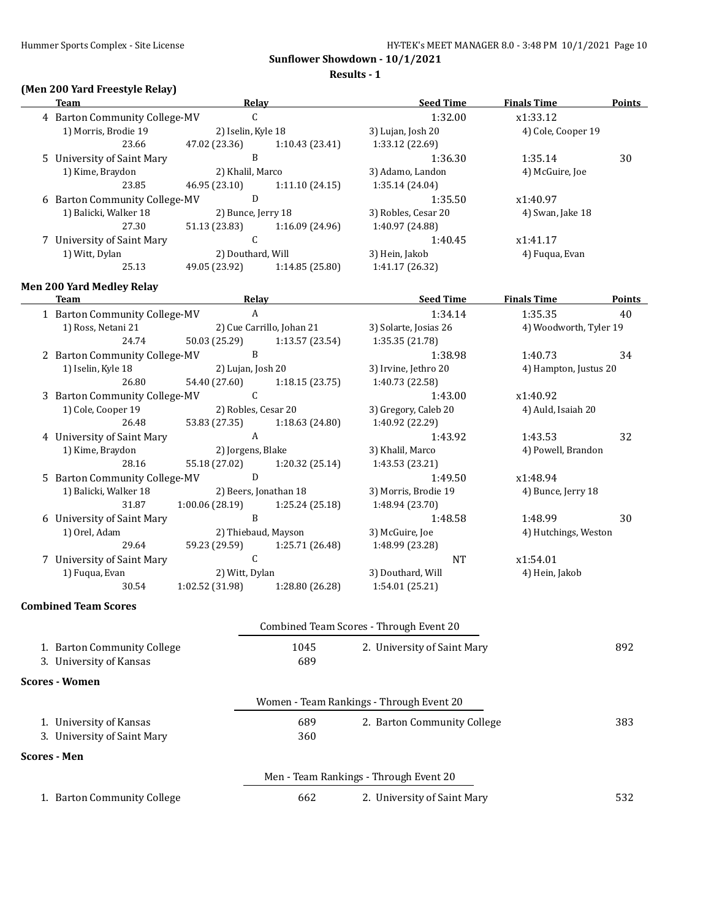**Sunflower Showdown - 10/1/2021**

**Results - 1**

### (Men 200 Yard Freestyle Relay)

| Team | Relay | | Seed Time | Finals Time | Points |
|---|---|---|---|---|---|
| 4 Barton Community College-MV | C | | 1:32.00 | x1:33.12 | |
| 1) Morris, Brodie 19 | 2) Iselin, Kyle 18 | | 3) Lujan, Josh 20 | 4) Cole, Cooper 19 | |
| 23.66 | 47.02 (23.36) | 1:10.43 (23.41) | 1:33.12 (22.69) | | |
| 5 University of Saint Mary | B | | 1:36.30 | 1:35.14 | 30 |
| 1) Kime, Braydon | 2) Khalil, Marco | | 3) Adamo, Landon | 4) McGuire, Joe | |
| 23.85 | 46.95 (23.10) | 1:11.10 (24.15) | 1:35.14 (24.04) | | |
| 6 Barton Community College-MV | D | | 1:35.50 | x1:40.97 | |
| 1) Balicki, Walker 18 | 2) Bunce, Jerry 18 | | 3) Robles, Cesar 20 | 4) Swan, Jake 18 | |
| 27.30 | 51.13 (23.83) | 1:16.09 (24.96) | 1:40.97 (24.88) | | |
| 7 University of Saint Mary | C | | 1:40.45 | x1:41.17 | |
| 1) Witt, Dylan | 2) Douthard, Will | | 3) Hein, Jakob | 4) Fuqua, Evan | |
| 25.13 | 49.05 (23.92) | 1:14.85 (25.80) | 1:41.17 (26.32) | | |

### Men 200 Yard Medley Relay

| Team | Relay | | Seed Time | Finals Time | Points |
|---|---|---|---|---|---|
| 1 Barton Community College-MV | A | | 1:34.14 | 1:35.35 | 40 |
| 1) Ross, Netani 21 | 2) Cue Carrillo, Johan 21 | | 3) Solarte, Josias 26 | 4) Woodworth, Tyler 19 | |
| 24.74 | 50.03 (25.29) | 1:13.57 (23.54) | 1:35.35 (21.78) | | |
| 2 Barton Community College-MV | B | | 1:38.98 | 1:40.73 | 34 |
| 1) Iselin, Kyle 18 | 2) Lujan, Josh 20 | | 3) Irvine, Jethro 20 | 4) Hampton, Justus 20 | |
| 26.80 | 54.40 (27.60) | 1:18.15 (23.75) | 1:40.73 (22.58) | | |
| 3 Barton Community College-MV | C | | 1:43.00 | x1:40.92 | |
| 1) Cole, Cooper 19 | 2) Robles, Cesar 20 | | 3) Gregory, Caleb 20 | 4) Auld, Isaiah 20 | |
| 26.48 | 53.83 (27.35) | 1:18.63 (24.80) | 1:40.92 (22.29) | | |
| 4 University of Saint Mary | A | | 1:43.92 | 1:43.53 | 32 |
| 1) Kime, Braydon | 2) Jorgens, Blake | | 3) Khalil, Marco | 4) Powell, Brandon | |
| 28.16 | 55.18 (27.02) | 1:20.32 (25.14) | 1:43.53 (23.21) | | |
| 5 Barton Community College-MV | D | | 1:49.50 | x1:48.94 | |
| 1) Balicki, Walker 18 | 2) Beers, Jonathan 18 | | 3) Morris, Brodie 19 | 4) Bunce, Jerry 18 | |
| 31.87 | 1:00.06 (28.19) | 1:25.24 (25.18) | 1:48.94 (23.70) | | |
| 6 University of Saint Mary | B | | 1:48.58 | 1:48.99 | 30 |
| 1) Orel, Adam | 2) Thiebaud, Mayson | | 3) McGuire, Joe | 4) Hutchings, Weston | |
| 29.64 | 59.23 (29.59) | 1:25.71 (26.48) | 1:48.99 (23.28) | | |
| 7 University of Saint Mary | C | | NT | x1:54.01 | |
| 1) Fuqua, Evan | 2) Witt, Dylan | | 3) Douthard, Will | 4) Hein, Jakob | |
| 30.54 | 1:02.52 (31.98) | 1:28.80 (26.28) | 1:54.01 (25.21) | | |

### Combined Team Scores

Combined Team Scores - Through Event 20

| | | | |
|---|---|---|---|
| 1. Barton Community College | 1045 | 2. University of Saint Mary | 892 |
| 3. University of Kansas | 689 | | |

### Scores - Women

Women - Team Rankings - Through Event 20

| | | | |
|---|---|---|---|
| 1. University of Kansas | 689 | 2. Barton Community College | 383 |
| 3. University of Saint Mary | 360 | | |

### Scores - Men

Men - Team Rankings - Through Event 20

| | | | |
|---|---|---|---|
| 1. Barton Community College | 662 | 2. University of Saint Mary | 532 |